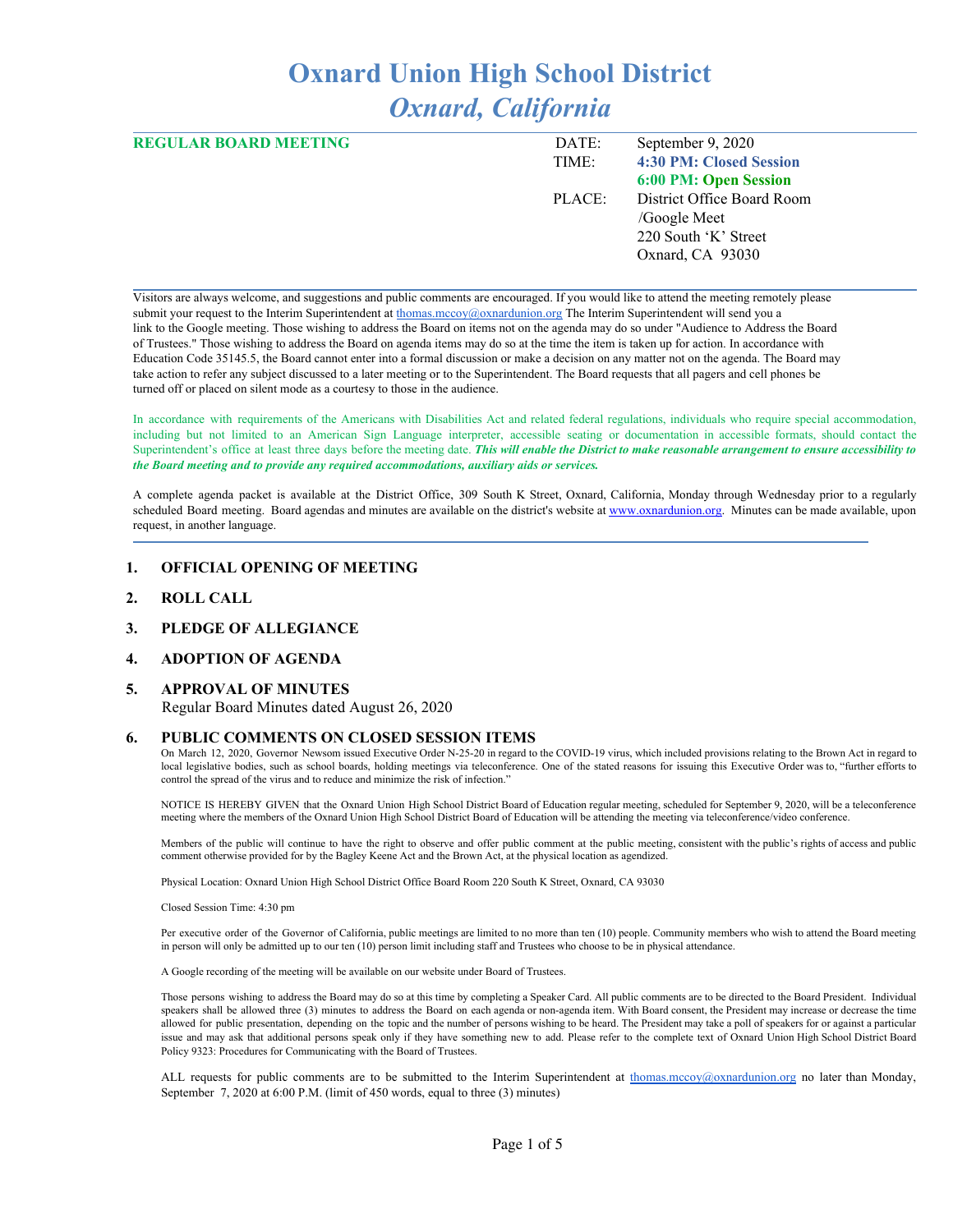# Oxnard Union High School District

## *Oxnard, California*

**REGULAR BOARD MEETING**

| | |
|---|---|
| DATE: | September 9, 2020 |
| TIME: | **4:30 PM: Closed Session** |
| | **6:00 PM: Open Session** |
| PLACE: | District Office Board Room /Google Meet |
| | 220 South 'K' Street |
| | Oxnard, CA 93030 |

Visitors are always welcome, and suggestions and public comments are encouraged. If you would like to attend the meeting remotely please submit your request to the Interim Superintendent at thomas.mccoy@oxnardunion.org The Interim Superintendent will send you a link to the Google meeting. Those wishing to address the Board on items not on the agenda may do so under "Audience to Address the Board of Trustees." Those wishing to address the Board on agenda items may do so at the time the item is taken up for action. In accordance with Education Code 35145.5, the Board cannot enter into a formal discussion or make a decision on any matter not on the agenda. The Board may take action to refer any subject discussed to a later meeting or to the Superintendent. The Board requests that all pagers and cell phones be turned off or placed on silent mode as a courtesy to those in the audience.

In accordance with requirements of the Americans with Disabilities Act and related federal regulations, individuals who require special accommodation, including but not limited to an American Sign Language interpreter, accessible seating or documentation in accessible formats, should contact the Superintendent's office at least three days before the meeting date. ***This will enable the District to make reasonable arrangement to ensure accessibility to the Board meeting and to provide any required accommodations, auxiliary aids or services.***

A complete agenda packet is available at the District Office, 309 South K Street, Oxnard, California, Monday through Wednesday prior to a regularly scheduled Board meeting. Board agendas and minutes are available on the district's website at www.oxnardunion.org. Minutes can be made available, upon request, in another language.

1. **OFFICIAL OPENING OF MEETING**

2. **ROLL CALL**

3. **PLEDGE OF ALLEGIANCE**

4. **ADOPTION OF AGENDA**

5. **APPROVAL OF MINUTES**
   Regular Board Minutes dated August 26, 2020

6. **PUBLIC COMMENTS ON CLOSED SESSION ITEMS**

   On March 12, 2020, Governor Newsom issued Executive Order N-25-20 in regard to the COVID-19 virus, which included provisions relating to the Brown Act in regard to local legislative bodies, such as school boards, holding meetings via teleconference. One of the stated reasons for issuing this Executive Order was to, "further efforts to control the spread of the virus and to reduce and minimize the risk of infection."

   NOTICE IS HEREBY GIVEN that the Oxnard Union High School District Board of Education regular meeting, scheduled for September 9, 2020, will be a teleconference meeting where the members of the Oxnard Union High School District Board of Education will be attending the meeting via teleconference/video conference.

   Members of the public will continue to have the right to observe and offer public comment at the public meeting, consistent with the public's rights of access and public comment otherwise provided for by the Bagley Keene Act and the Brown Act, at the physical location as agendized.

   Physical Location: Oxnard Union High School District Office Board Room 220 South K Street, Oxnard, CA 93030

   Closed Session Time: 4:30 pm

   Per executive order of the Governor of California, public meetings are limited to no more than ten (10) people. Community members who wish to attend the Board meeting in person will only be admitted up to our ten (10) person limit including staff and Trustees who choose to be in physical attendance.

   A Google recording of the meeting will be available on our website under Board of Trustees.

   Those persons wishing to address the Board may do so at this time by completing a Speaker Card. All public comments are to be directed to the Board President. Individual speakers shall be allowed three (3) minutes to address the Board on each agenda or non-agenda item. With Board consent, the President may increase or decrease the time allowed for public presentation, depending on the topic and the number of persons wishing to be heard. The President may take a poll of speakers for or against a particular issue and may ask that additional persons speak only if they have something new to add. Please refer to the complete text of Oxnard Union High School District Board Policy 9323: Procedures for Communicating with the Board of Trustees.

   ALL requests for public comments are to be submitted to the Interim Superintendent at thomas.mccoy@oxnardunion.org no later than Monday, September 7, 2020 at 6:00 P.M. (limit of 450 words, equal to three (3) minutes)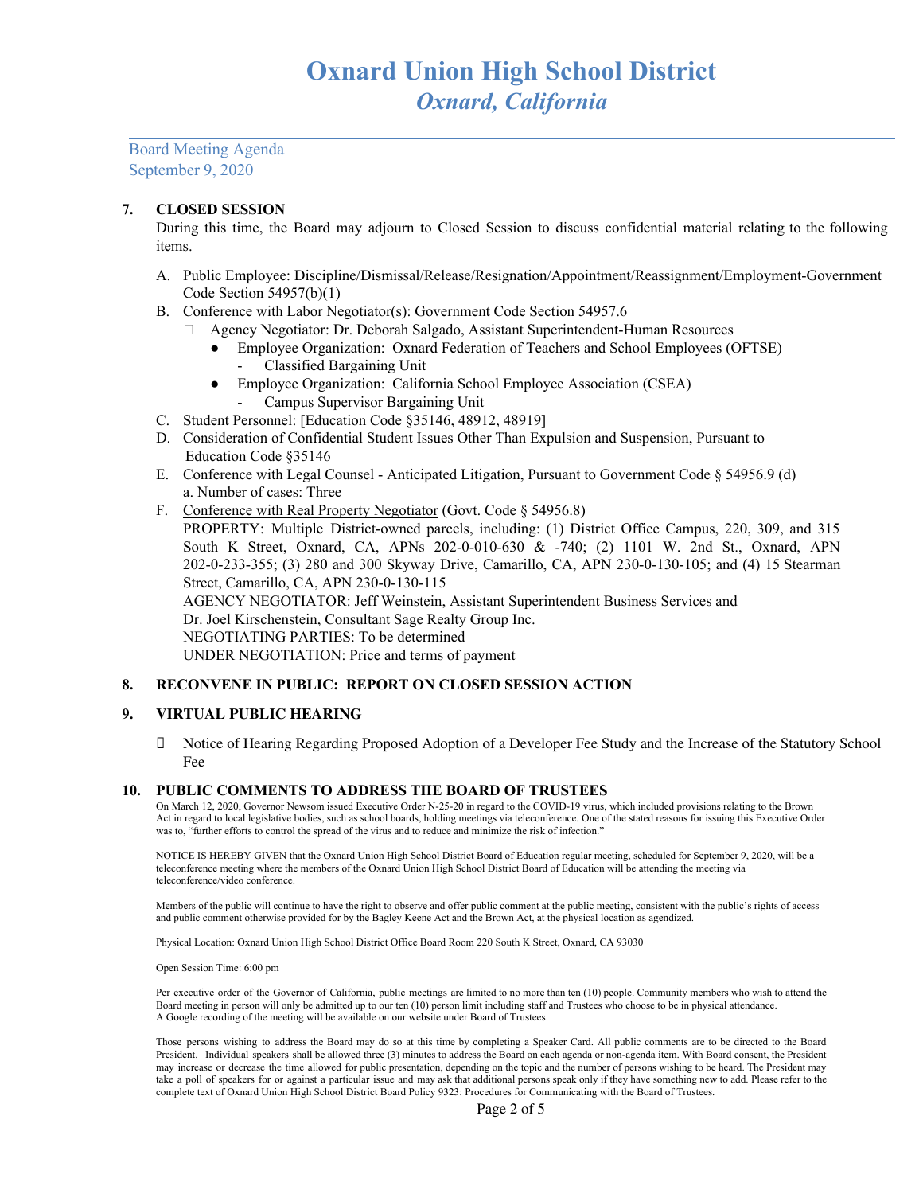Board Meeting Agenda
September 9, 2020

**7. CLOSED SESSION**

During this time, the Board may adjourn to Closed Session to discuss confidential material relating to the following items.

A. Public Employee: Discipline/Dismissal/Release/Resignation/Appointment/Reassignment/Employment-Government Code Section 54957(b)(1)

B. Conference with Labor Negotiator(s): Government Code Section 54957.6
   - Agency Negotiator: Dr. Deborah Salgado, Assistant Superintendent-Human Resources
      - Employee Organization: Oxnard Federation of Teachers and School Employees (OFTSE)
         - Classified Bargaining Unit
      - Employee Organization: California School Employee Association (CSEA)
         - Campus Supervisor Bargaining Unit

C. Student Personnel: [Education Code §35146, 48912, 48919]

D. Consideration of Confidential Student Issues Other Than Expulsion and Suspension, Pursuant to Education Code §35146

E. Conference with Legal Counsel - Anticipated Litigation, Pursuant to Government Code § 54956.9 (d)
   a. Number of cases: Three

F. Conference with Real Property Negotiator (Govt. Code § 54956.8)
   PROPERTY: Multiple District-owned parcels, including: (1) District Office Campus, 220, 309, and 315 South K Street, Oxnard, CA, APNs 202-0-010-630 & -740; (2) 1101 W. 2nd St., Oxnard, APN 202-0-233-355; (3) 280 and 300 Skyway Drive, Camarillo, CA, APN 230-0-130-105; and (4) 15 Stearman Street, Camarillo, CA, APN 230-0-130-115
   AGENCY NEGOTIATOR: Jeff Weinstein, Assistant Superintendent Business Services and Dr. Joel Kirschenstein, Consultant Sage Realty Group Inc.
   NEGOTIATING PARTIES: To be determined
   UNDER NEGOTIATION: Price and terms of payment

**8. RECONVENE IN PUBLIC: REPORT ON CLOSED SESSION ACTION**

**9. VIRTUAL PUBLIC HEARING**

- Notice of Hearing Regarding Proposed Adoption of a Developer Fee Study and the Increase of the Statutory School Fee

**10. PUBLIC COMMENTS TO ADDRESS THE BOARD OF TRUSTEES**

On March 12, 2020, Governor Newsom issued Executive Order N-25-20 in regard to the COVID-19 virus, which included provisions relating to the Brown Act in regard to local legislative bodies, such as school boards, holding meetings via teleconference. One of the stated reasons for issuing this Executive Order was to, "further efforts to control the spread of the virus and to reduce and minimize the risk of infection."

NOTICE IS HEREBY GIVEN that the Oxnard Union High School District Board of Education regular meeting, scheduled for September 9, 2020, will be a teleconference meeting where the members of the Oxnard Union High School District Board of Education will be attending the meeting via teleconference/video conference.

Members of the public will continue to have the right to observe and offer public comment at the public meeting, consistent with the public's rights of access and public comment otherwise provided for by the Bagley Keene Act and the Brown Act, at the physical location as agendized.

Physical Location: Oxnard Union High School District Office Board Room 220 South K Street, Oxnard, CA 93030

Open Session Time: 6:00 pm

Per executive order of the Governor of California, public meetings are limited to no more than ten (10) people. Community members who wish to attend the Board meeting in person will only be admitted up to our ten (10) person limit including staff and Trustees who choose to be in physical attendance. A Google recording of the meeting will be available on our website under Board of Trustees.

Those persons wishing to address the Board may do so at this time by completing a Speaker Card. All public comments are to be directed to the Board President. Individual speakers shall be allowed three (3) minutes to address the Board on each agenda or non-agenda item. With Board consent, the President may increase or decrease the time allowed for public presentation, depending on the topic and the number of persons wishing to be heard. The President may take a poll of speakers for or against a particular issue and may ask that additional persons speak only if they have something new to add. Please refer to the complete text of Oxnard Union High School District Board Policy 9323: Procedures for Communicating with the Board of Trustees.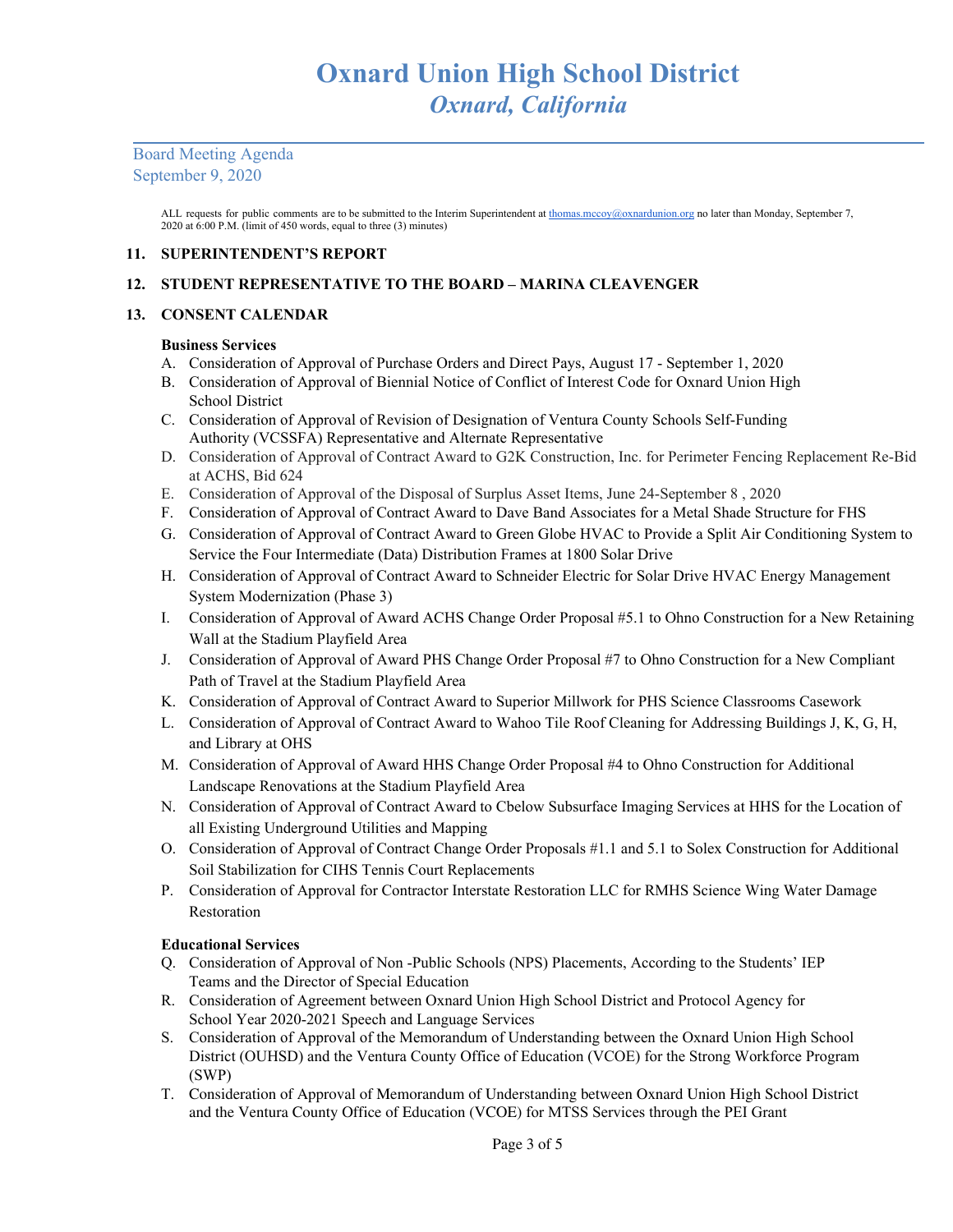# Oxnard Union High School District
## *Oxnard, California*

Board Meeting Agenda
September 9, 2020

ALL requests for public comments are to be submitted to the Interim Superintendent at thomas.mccoy@oxnardunion.org no later than Monday, September 7, 2020 at 6:00 P.M. (limit of 450 words, equal to three (3) minutes)

### 11. SUPERINTENDENT'S REPORT

### 12. STUDENT REPRESENTATIVE TO THE BOARD – MARINA CLEAVENGER

### 13. CONSENT CALENDAR

**Business Services**

A. Consideration of Approval of Purchase Orders and Direct Pays, August 17 - September 1, 2020
B. Consideration of Approval of Biennial Notice of Conflict of Interest Code for Oxnard Union High School District
C. Consideration of Approval of Revision of Designation of Ventura County Schools Self-Funding Authority (VCSSFA) Representative and Alternate Representative
D. Consideration of Approval of Contract Award to G2K Construction, Inc. for Perimeter Fencing Replacement Re-Bid at ACHS, Bid 624
E. Consideration of Approval of the Disposal of Surplus Asset Items, June 24-September 8 , 2020
F. Consideration of Approval of Contract Award to Dave Band Associates for a Metal Shade Structure for FHS
G. Consideration of Approval of Contract Award to Green Globe HVAC to Provide a Split Air Conditioning System to Service the Four Intermediate (Data) Distribution Frames at 1800 Solar Drive
H. Consideration of Approval of Contract Award to Schneider Electric for Solar Drive HVAC Energy Management System Modernization (Phase 3)
I. Consideration of Approval of Award ACHS Change Order Proposal #5.1 to Ohno Construction for a New Retaining Wall at the Stadium Playfield Area
J. Consideration of Approval of Award PHS Change Order Proposal #7 to Ohno Construction for a New Compliant Path of Travel at the Stadium Playfield Area
K. Consideration of Approval of Contract Award to Superior Millwork for PHS Science Classrooms Casework
L. Consideration of Approval of Contract Award to Wahoo Tile Roof Cleaning for Addressing Buildings J, K, G, H, and Library at OHS
M. Consideration of Approval of Award HHS Change Order Proposal #4 to Ohno Construction for Additional Landscape Renovations at the Stadium Playfield Area
N. Consideration of Approval of Contract Award to Cbelow Subsurface Imaging Services at HHS for the Location of all Existing Underground Utilities and Mapping
O. Consideration of Approval of Contract Change Order Proposals #1.1 and 5.1 to Solex Construction for Additional Soil Stabilization for CIHS Tennis Court Replacements
P. Consideration of Approval for Contractor Interstate Restoration LLC for RMHS Science Wing Water Damage Restoration

**Educational Services**

Q. Consideration of Approval of Non -Public Schools (NPS) Placements, According to the Students' IEP Teams and the Director of Special Education
R. Consideration of Agreement between Oxnard Union High School District and Protocol Agency for School Year 2020-2021 Speech and Language Services
S. Consideration of Approval of the Memorandum of Understanding between the Oxnard Union High School District (OUHSD) and the Ventura County Office of Education (VCOE) for the Strong Workforce Program (SWP)
T. Consideration of Approval of Memorandum of Understanding between Oxnard Union High School District and the Ventura County Office of Education (VCOE) for MTSS Services through the PEI Grant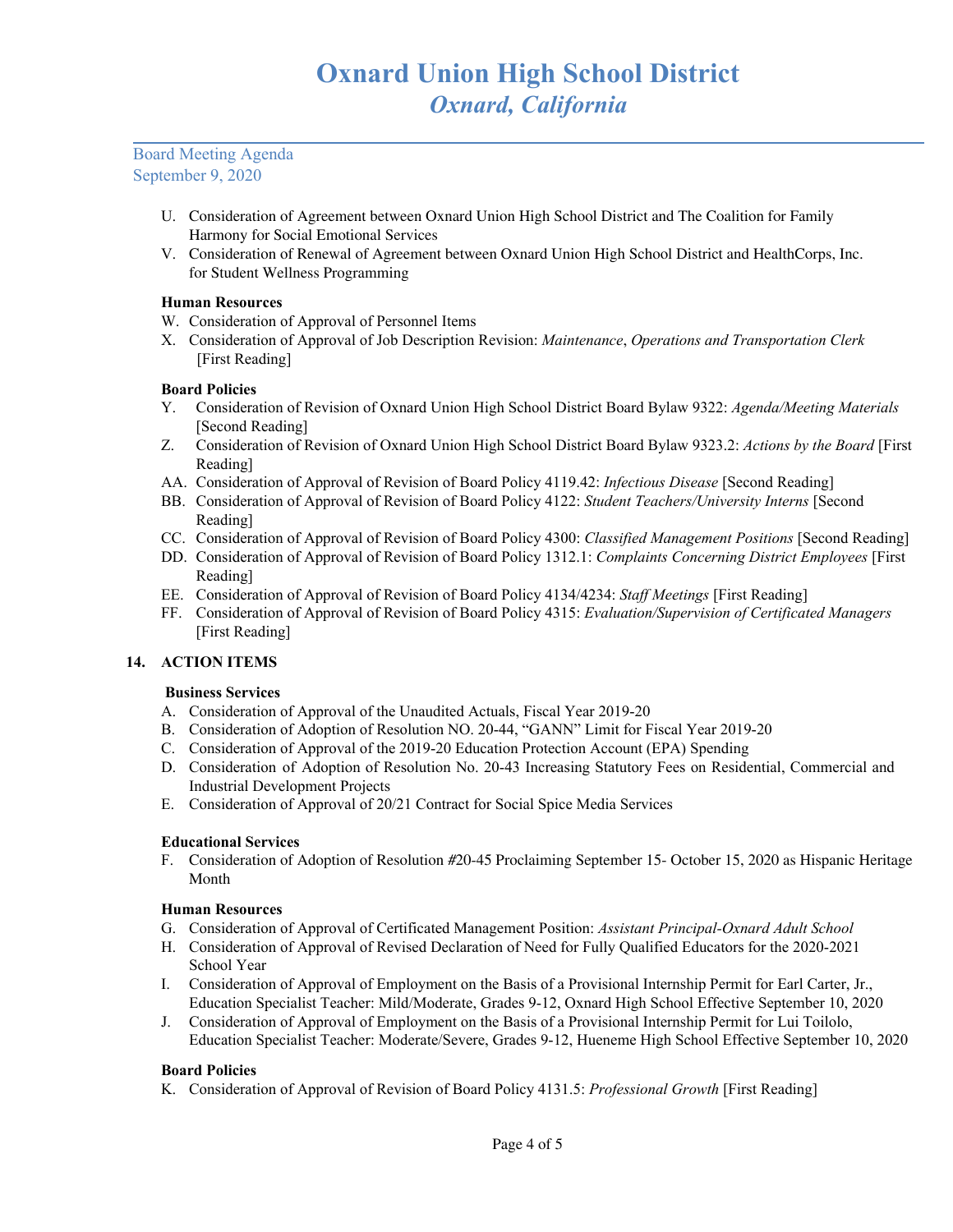U. Consideration of Agreement between Oxnard Union High School District and The Coalition for Family Harmony for Social Emotional Services
V. Consideration of Renewal of Agreement between Oxnard Union High School District and HealthCorps, Inc. for Student Wellness Programming

**Human Resources**

W. Consideration of Approval of Personnel Items
X. Consideration of Approval of Job Description Revision: *Maintenance*, *Operations and Transportation Clerk* [First Reading]

**Board Policies**

Y. Consideration of Revision of Oxnard Union High School District Board Bylaw 9322: *Agenda/Meeting Materials* [Second Reading]
Z. Consideration of Revision of Oxnard Union High School District Board Bylaw 9323.2: *Actions by the Board* [First Reading]
AA. Consideration of Approval of Revision of Board Policy 4119.42: *Infectious Disease* [Second Reading]
BB. Consideration of Approval of Revision of Board Policy 4122: *Student Teachers/University Interns* [Second Reading]
CC. Consideration of Approval of Revision of Board Policy 4300: *Classified Management Positions* [Second Reading]
DD. Consideration of Approval of Revision of Board Policy 1312.1: *Complaints Concerning District Employees* [First Reading]
EE. Consideration of Approval of Revision of Board Policy 4134/4234: *Staff Meetings* [First Reading]
FF. Consideration of Approval of Revision of Board Policy 4315: *Evaluation/Supervision of Certificated Managers* [First Reading]

## 14. ACTION ITEMS

**Business Services**

A. Consideration of Approval of the Unaudited Actuals, Fiscal Year 2019-20
B. Consideration of Adoption of Resolution NO. 20-44, "GANN" Limit for Fiscal Year 2019-20
C. Consideration of Approval of the 2019-20 Education Protection Account (EPA) Spending
D. Consideration of Adoption of Resolution No. 20-43 Increasing Statutory Fees on Residential, Commercial and Industrial Development Projects
E. Consideration of Approval of 20/21 Contract for Social Spice Media Services

**Educational Services**

F. Consideration of Adoption of Resolution #20-45 Proclaiming September 15- October 15, 2020 as Hispanic Heritage Month

**Human Resources**

G. Consideration of Approval of Certificated Management Position: *Assistant Principal-Oxnard Adult School*
H. Consideration of Approval of Revised Declaration of Need for Fully Qualified Educators for the 2020-2021 School Year
I. Consideration of Approval of Employment on the Basis of a Provisional Internship Permit for Earl Carter, Jr., Education Specialist Teacher: Mild/Moderate, Grades 9-12, Oxnard High School Effective September 10, 2020
J. Consideration of Approval of Employment on the Basis of a Provisional Internship Permit for Lui Toilolo, Education Specialist Teacher: Moderate/Severe, Grades 9-12, Hueneme High School Effective September 10, 2020

**Board Policies**

K. Consideration of Approval of Revision of Board Policy 4131.5: *Professional Growth* [First Reading]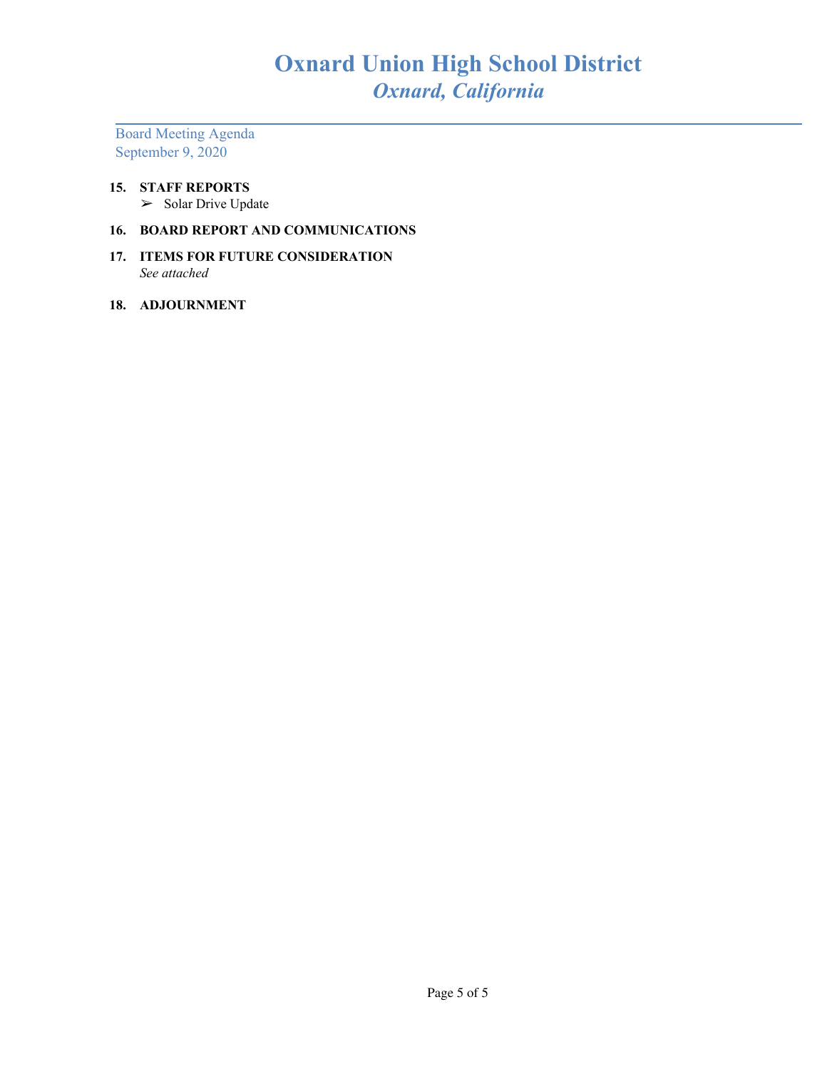**15. STAFF REPORTS**

- Solar Drive Update

**16. BOARD REPORT AND COMMUNICATIONS**

**17. ITEMS FOR FUTURE CONSIDERATION**

*See attached*

**18. ADJOURNMENT**